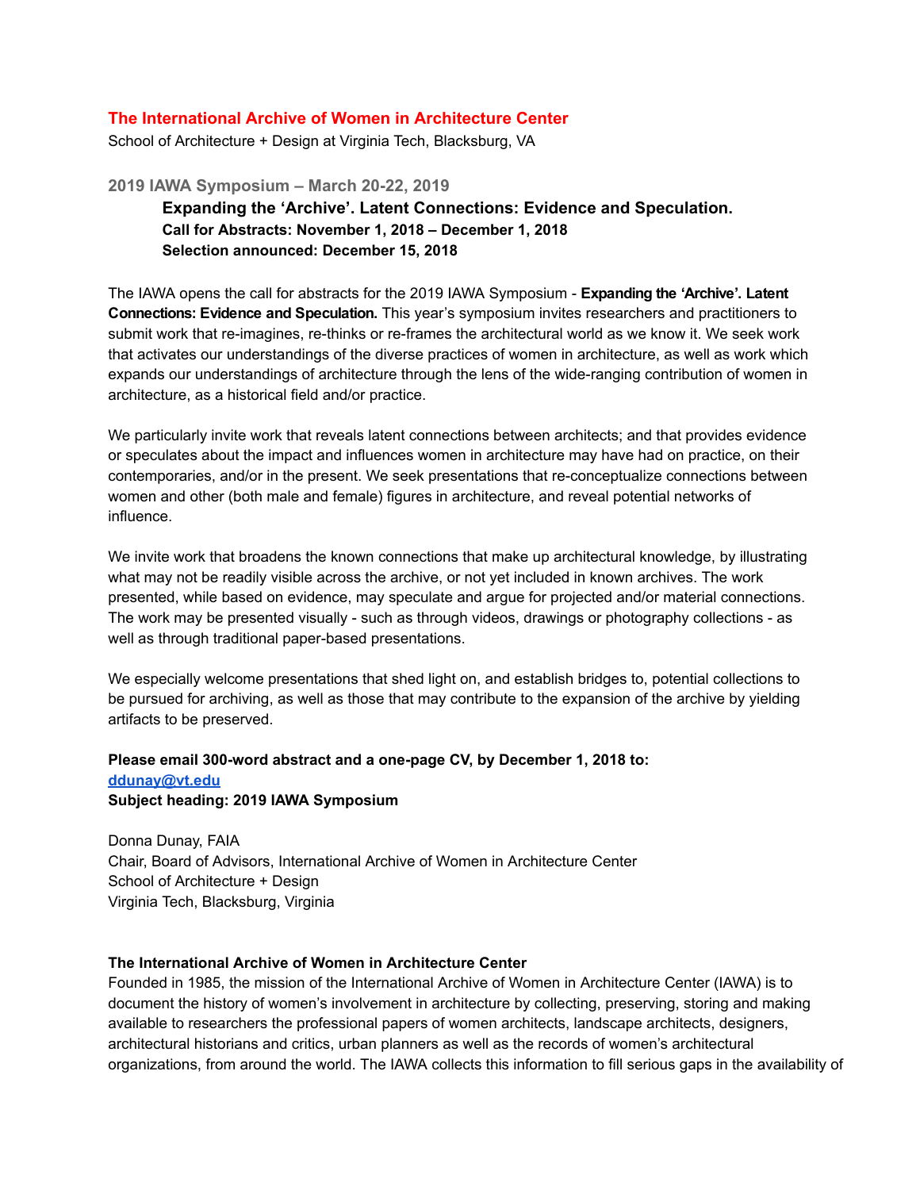# The International Archive of Women in Architecture Center

School of Architecture + Design at Virginia Tech, Blacksburg, VA

## 2019 IAWA Symposium – March 20-22, 2019

**Expanding the 'Archive'. Latent Connections: Evidence and Speculation.**
**Call for Abstracts: November 1, 2018 – December 1, 2018**
**Selection announced: December 15, 2018**

The IAWA opens the call for abstracts for the 2019 IAWA Symposium - **Expanding the 'Archive'. Latent Connections: Evidence and Speculation.** This year's symposium invites researchers and practitioners to submit work that re-imagines, re-thinks or re-frames the architectural world as we know it. We seek work that activates our understandings of the diverse practices of women in architecture, as well as work which expands our understandings of architecture through the lens of the wide-ranging contribution of women in architecture, as a historical field and/or practice.

We particularly invite work that reveals latent connections between architects; and that provides evidence or speculates about the impact and influences women in architecture may have had on practice, on their contemporaries, and/or in the present. We seek presentations that re-conceptualize connections between women and other (both male and female) figures in architecture, and reveal potential networks of influence.

We invite work that broadens the known connections that make up architectural knowledge, by illustrating what may not be readily visible across the archive, or not yet included in known archives. The work presented, while based on evidence, may speculate and argue for projected and/or material connections. The work may be presented visually - such as through videos, drawings or photography collections - as well as through traditional paper-based presentations.

We especially welcome presentations that shed light on, and establish bridges to, potential collections to be pursued for archiving, as well as those that may contribute to the expansion of the archive by yielding artifacts to be preserved.

**Please email 300-word abstract and a one-page CV, by December 1, 2018 to:**
**[ddunay@vt.edu](mailto:ddunay@vt.edu)**
**Subject heading: 2019 IAWA Symposium**

Donna Dunay, FAIA
Chair, Board of Advisors, International Archive of Women in Architecture Center
School of Architecture + Design
Virginia Tech, Blacksburg, Virginia

**The International Archive of Women in Architecture Center**

Founded in 1985, the mission of the International Archive of Women in Architecture Center (IAWA) is to document the history of women's involvement in architecture by collecting, preserving, storing and making available to researchers the professional papers of women architects, landscape architects, designers, architectural historians and critics, urban planners as well as the records of women's architectural organizations, from around the world. The IAWA collects this information to fill serious gaps in the availability of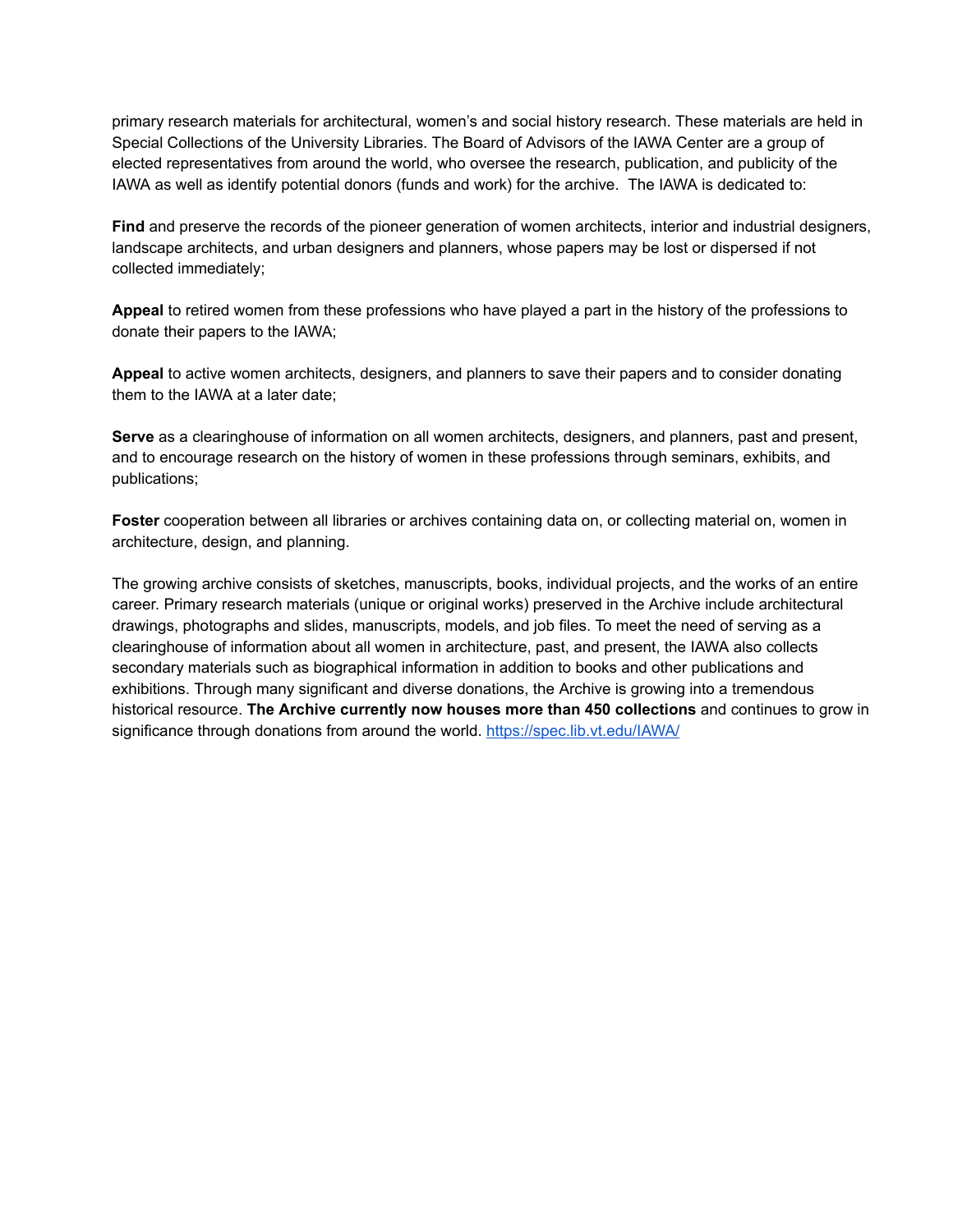primary research materials for architectural, women's and social history research. These materials are held in Special Collections of the University Libraries. The Board of Advisors of the IAWA Center are a group of elected representatives from around the world, who oversee the research, publication, and publicity of the IAWA as well as identify potential donors (funds and work) for the archive. The IAWA is dedicated to:

**Find** and preserve the records of the pioneer generation of women architects, interior and industrial designers, landscape architects, and urban designers and planners, whose papers may be lost or dispersed if not collected immediately;

**Appeal** to retired women from these professions who have played a part in the history of the professions to donate their papers to the IAWA;

**Appeal** to active women architects, designers, and planners to save their papers and to consider donating them to the IAWA at a later date;

**Serve** as a clearinghouse of information on all women architects, designers, and planners, past and present, and to encourage research on the history of women in these professions through seminars, exhibits, and publications;

**Foster** cooperation between all libraries or archives containing data on, or collecting material on, women in architecture, design, and planning.

The growing archive consists of sketches, manuscripts, books, individual projects, and the works of an entire career. Primary research materials (unique or original works) preserved in the Archive include architectural drawings, photographs and slides, manuscripts, models, and job files. To meet the need of serving as a clearinghouse of information about all women in architecture, past, and present, the IAWA also collects secondary materials such as biographical information in addition to books and other publications and exhibitions. Through many significant and diverse donations, the Archive is growing into a tremendous historical resource. **The Archive currently now houses more than 450 collections** and continues to grow in significance through donations from around the world. [https://spec.lib.vt.edu/IAWA/](https://spec.lib.vt.edu/IAWA/)